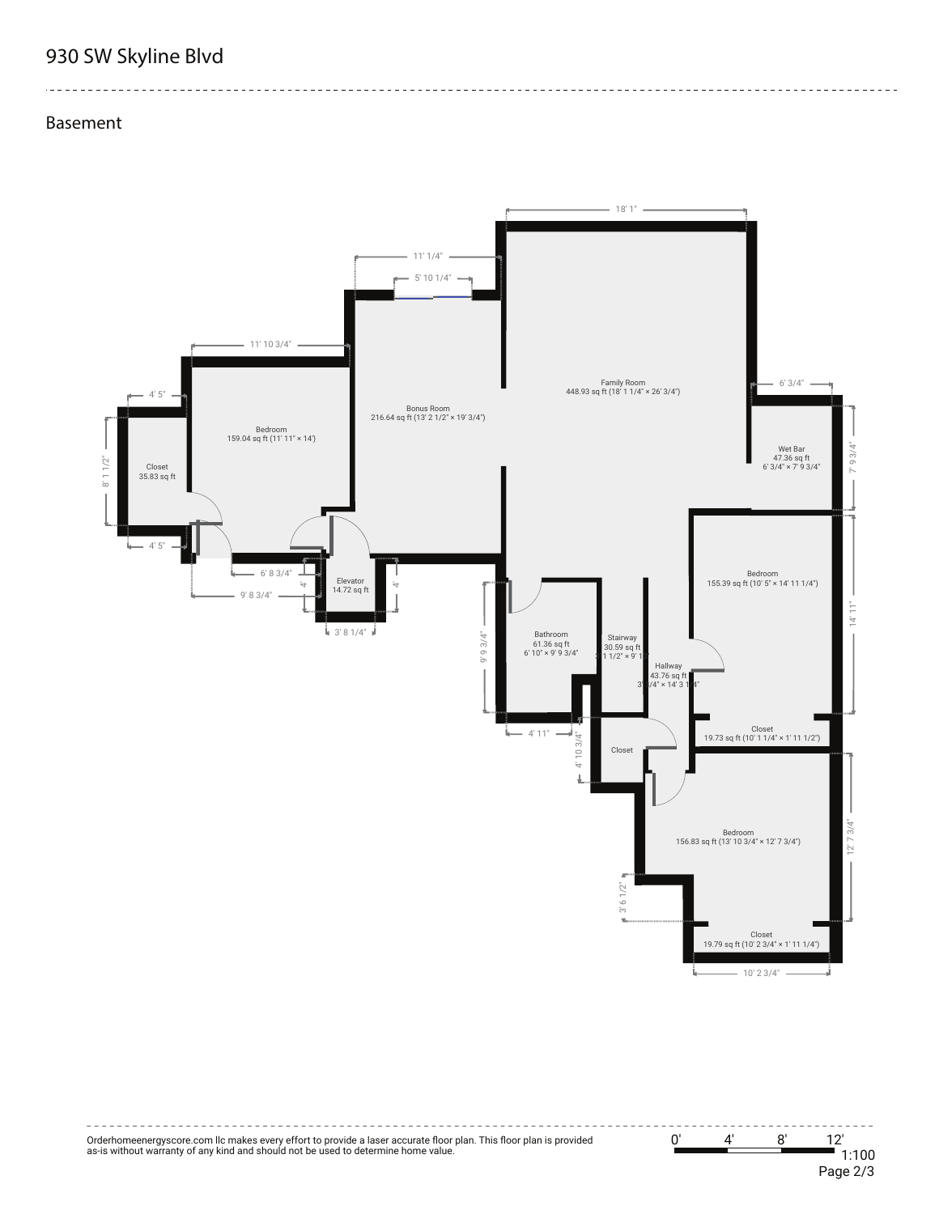# 930 SW Skyline Blvd

## Basement

Closet
35.83 sq ft

Bedroom
159.04 sq ft (11' 11" × 14')

Bonus Room
216.64 sq ft (13' 2 1/2" × 19' 3/4")

Family Room
448.93 sq ft (18' 1 1/4" × 26' 3/4")

Wet Bar
47.36 sq ft
6' 3/4" × 7' 9 3/4"

Elevator
14.72 sq ft

Bathroom
61.36 sq ft
6' 10" × 9' 9 3/4"

Stairway
30.59 sq ft
3' 1 1/2" × 9' 1"

Hallway
43.76 sq ft
3' 3/4" × 14' 3 1/4"

Bedroom
155.39 sq ft (10' 5" × 14' 11 1/4")

Closet
19.73 sq ft (10' 1 1/4" × 1' 11 1/2")

Closet

Bedroom
156.83 sq ft (13' 10 3/4" × 12' 7 3/4")

Closet
19.79 sq ft (10' 2 3/4" × 1' 11 1/4")

18' 1" · 11' 1/4" · 5' 10 1/4" · 11' 10 3/4" · 6' 3/4" · 4' 5" · 8' 1 1/2" · 4' 5" · 6' 8 3/4" · 9' 8 3/4" · 4' · 4' · 3' 8 1/4" · 7' 9 3/4" · 14' 11" · 9' 9 3/4" · 4' 11" · 4' 10 3/4" · 12' 7 3/4" · 3' 6 1/2" · 10' 2 3/4"

Orderhomeenergyscore.com llc makes every effort to provide a laser accurate floor plan. This floor plan is provided as-is without warranty of any kind and should not be used to determine home value.

0' 4' 8' 12'
1:100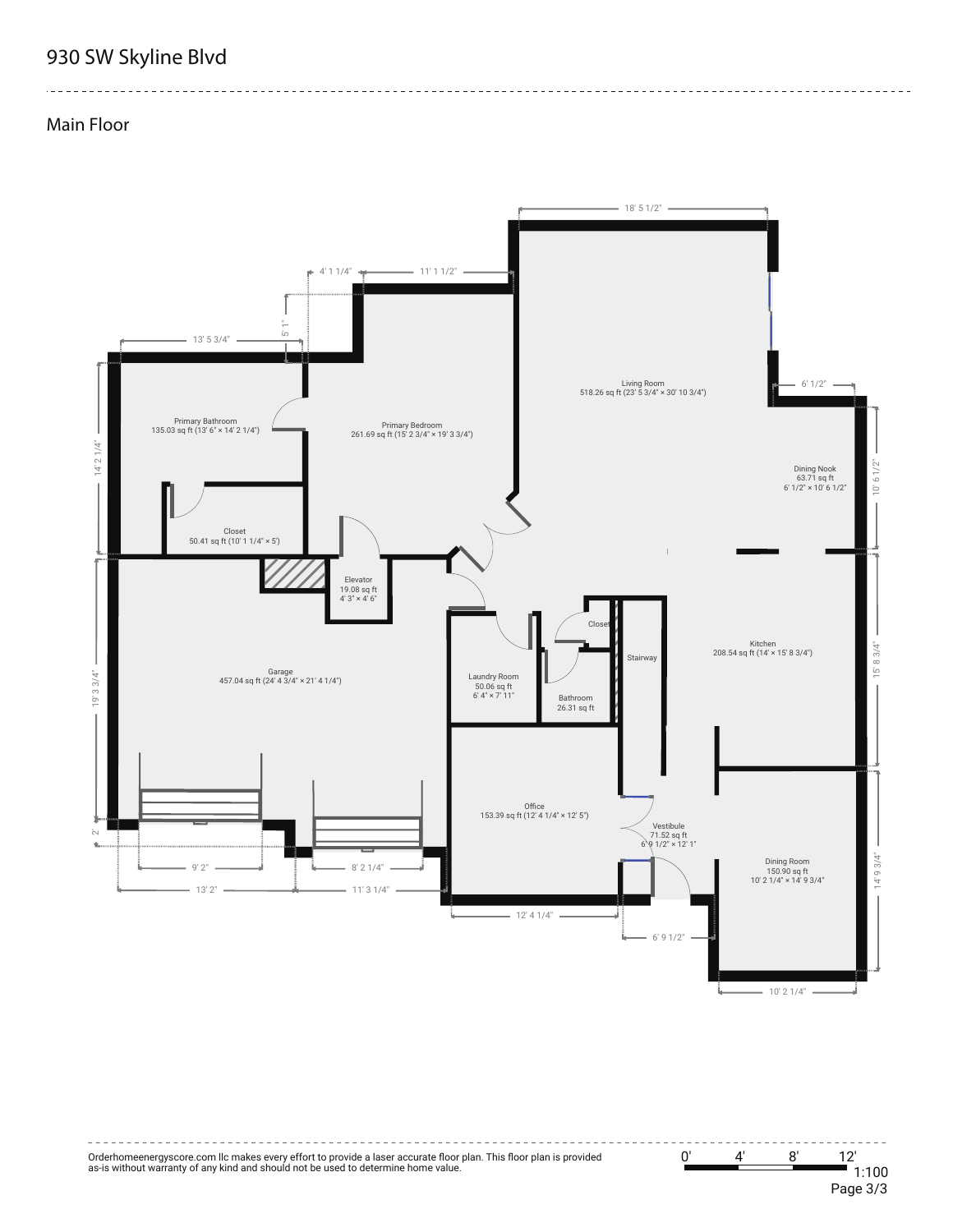# 930 SW Skyline Blvd

## Main Floor

18' 5 1/2"

4' 1 1/4"

11' 1 1/2"

5' 1"

13' 5 3/4"

6' 1/2"

14' 2 1/4"

10' 6 1/2"

Primary Bathroom
135.03 sq ft (13' 6" × 14' 2 1/4")

Primary Bedroom
261.69 sq ft (15' 2 3/4" × 19' 3 3/4")

Living Room
518.26 sq ft (23' 5 3/4" × 30' 10 3/4")

Dining Nook
63.71 sq ft
6' 1/2" × 10' 6 1/2"

Closet
50.41 sq ft (10' 1 1/4" × 5')

Elevator
19.08 sq ft
4' 3" × 4' 6"

Closet

Stairway

Kitchen
208.54 sq ft (14' × 15' 8 3/4")

15' 8 3/4"

19' 3 3/4"

Garage
457.04 sq ft (24' 4 3/4" × 21' 4 1/4")

Laundry Room
50.06 sq ft
6' 4" × 7' 11"

Bathroom
26.31 sq ft

Office
153.39 sq ft (12' 4 1/4" × 12' 5")

Vestibule
71.52 sq ft
6' 9 1/2" × 12' 1"

Dining Room
150.90 sq ft
10' 2 1/4" × 14' 9 3/4"

14' 9 3/4"

2'

9' 2"

8' 2 1/4"

13' 2"

11' 3 1/4"

12' 4 1/4"

6' 9 1/2"

10' 2 1/4"

Orderhomeenergyscore.com llc makes every effort to provide a laser accurate floor plan. This floor plan is provided as-is without warranty of any kind and should not be used to determine home value.

0' 4' 8' 12'
1:100